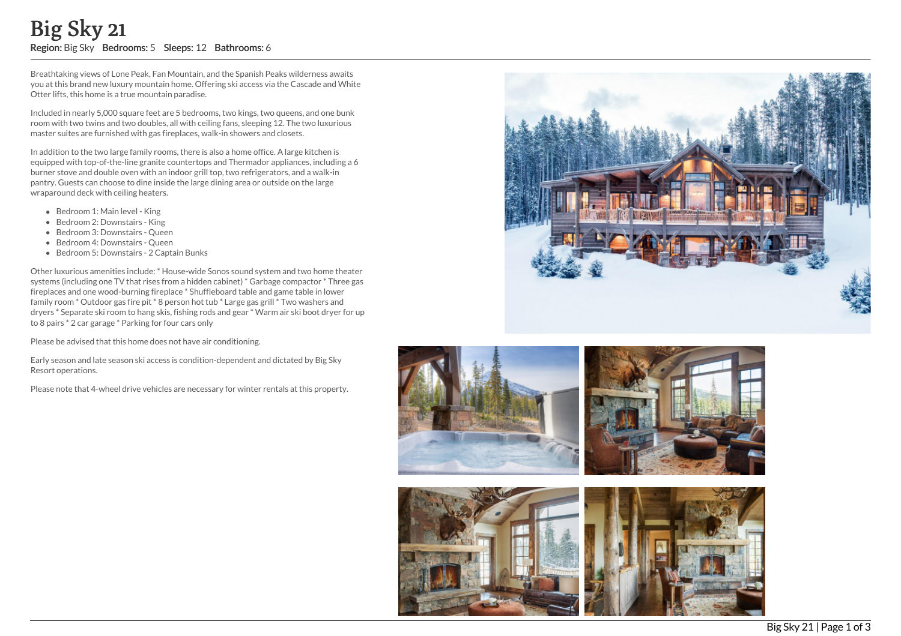# Big Sky 21

**Region:** Big Sky **Bedrooms:** 5 **Sleeps:** 12 **Bathrooms:** 6

Breathtaking views of Lone Peak, Fan Mountain, and the Spanish Peaks wilderness awaits you at this brand new luxury mountain home. Offering ski access via the Cascade and White Otter lifts, this home is a true mountain paradise.

Included in nearly 5,000 square feet are 5 bedrooms, two kings, two queens, and one bunk room with two twins and two doubles, all with ceiling fans, sleeping 12. The two luxurious master suites are furnished with gas fireplaces, walk-in showers and closets.

In addition to the two large family rooms, there is also a home office. A large kitchen is equipped with top-of-the-line granite countertops and Thermador appliances, including a 6 burner stove and double oven with an indoor grill top, two refrigerators, and a walk-in pantry. Guests can choose to dine inside the large dining area or outside on the large wraparound deck with ceiling heaters.

- Bedroom 1: Main level - King
- Bedroom 2: Downstairs - King
- Bedroom 3: Downstairs - Queen
- Bedroom 4: Downstairs - Queen
- Bedroom 5: Downstairs - 2 Captain Bunks

Other luxurious amenities include: * House-wide Sonos sound system and two home theater systems (including one TV that rises from a hidden cabinet) * Garbage compactor * Three gas fireplaces and one wood-burning fireplace * Shuffleboard table and game table in lower family room * Outdoor gas fire pit * 8 person hot tub * Large gas grill * Two washers and dryers * Separate ski room to hang skis, fishing rods and gear * Warm air ski boot dryer for up to 8 pairs * 2 car garage * Parking for four cars only

Please be advised that this home does not have air conditioning.

Early season and late season ski access is condition-dependent and dictated by Big Sky Resort operations.

Please note that 4-wheel drive vehicles are necessary for winter rentals at this property.